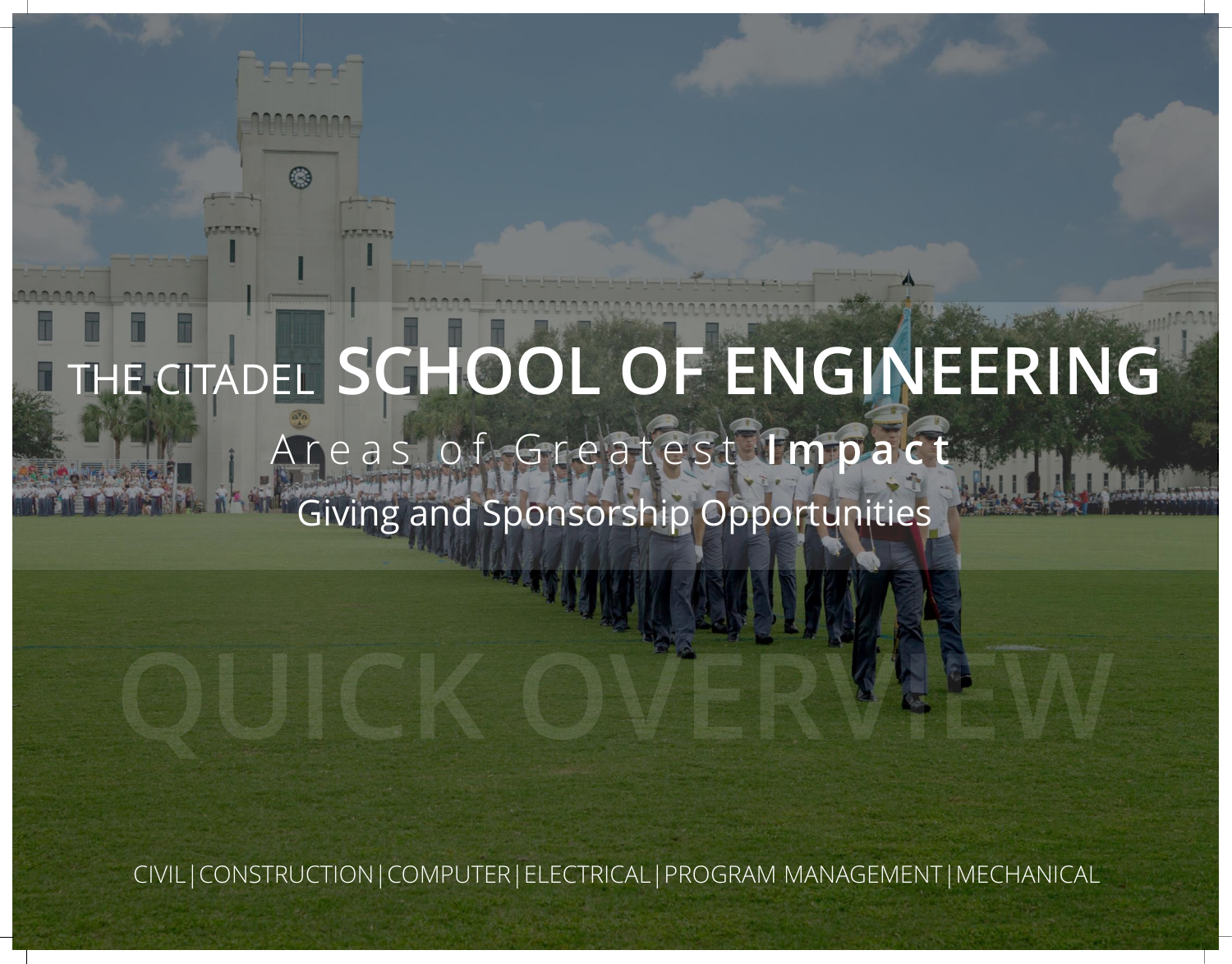# THE CITADEL SCHOOL OF ENGINEERING

## Areas of Greatest **Impact**

Giving and Sponsorship Opportunities

QUICK OVERVIEW

CIVIL | CONSTRUCTION | COMPUTER | ELECTRICAL | PROGRAM MANAGEMENT | MECHANICAL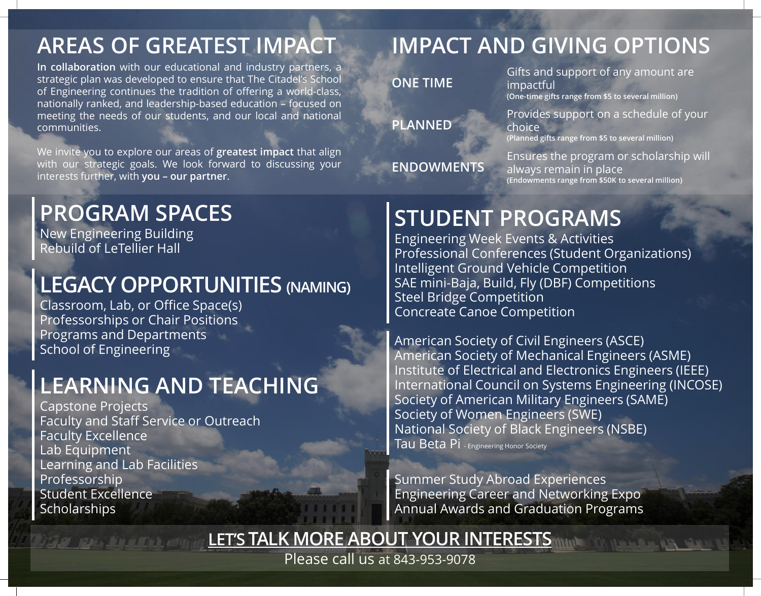## AREAS OF GREATEST IMPACT

**In collaboration** with our educational and industry partners, a strategic plan was developed to ensure that The Citadel's School of Engineering continues the tradition of offering a world-class, nationally ranked, and leadership-based education – focused on meeting the needs of our students, and our local and national communities.

We invite you to explore our areas of **greatest impact** that align with our strategic goals. We look forward to discussing your interests further, with **you – our partner**.

## IMPACT AND GIVING OPTIONS

**ONE TIME**
Gifts and support of any amount are impactful
**(One-time gifts range from $5 to several million)**

**PLANNED**
Provides support on a schedule of your choice
**(Planned gifts range from $5 to several million)**

**ENDOWMENTS**
Ensures the program or scholarship will always remain in place
**(Endowments range from $50K to several million)**

## PROGRAM SPACES

New Engineering Building
Rebuild of LeTellier Hall

## LEGACY OPPORTUNITIES (NAMING)

Classroom, Lab, or Office Space(s)
Professorships or Chair Positions
Programs and Departments
School of Engineering

## LEARNING AND TEACHING

Capstone Projects
Faculty and Staff Service or Outreach
Faculty Excellence
Lab Equipment
Learning and Lab Facilities
Professorship
Student Excellence
Scholarships

## STUDENT PROGRAMS

Engineering Week Events & Activities
Professional Conferences (Student Organizations)
Intelligent Ground Vehicle Competition
SAE mini-Baja, Build, Fly (DBF) Competitions
Steel Bridge Competition
Concreate Canoe Competition

American Society of Civil Engineers (ASCE)
American Society of Mechanical Engineers (ASME)
Institute of Electrical and Electronics Engineers (IEEE)
International Council on Systems Engineering (INCOSE)
Society of American Military Engineers (SAME)
Society of Women Engineers (SWE)
National Society of Black Engineers (NSBE)
Tau Beta Pi - Engineering Honor Society

Summer Study Abroad Experiences
Engineering Career and Networking Expo
Annual Awards and Graduation Programs

## LET'S TALK MORE ABOUT YOUR INTERESTS

Please call us at 843-953-9078